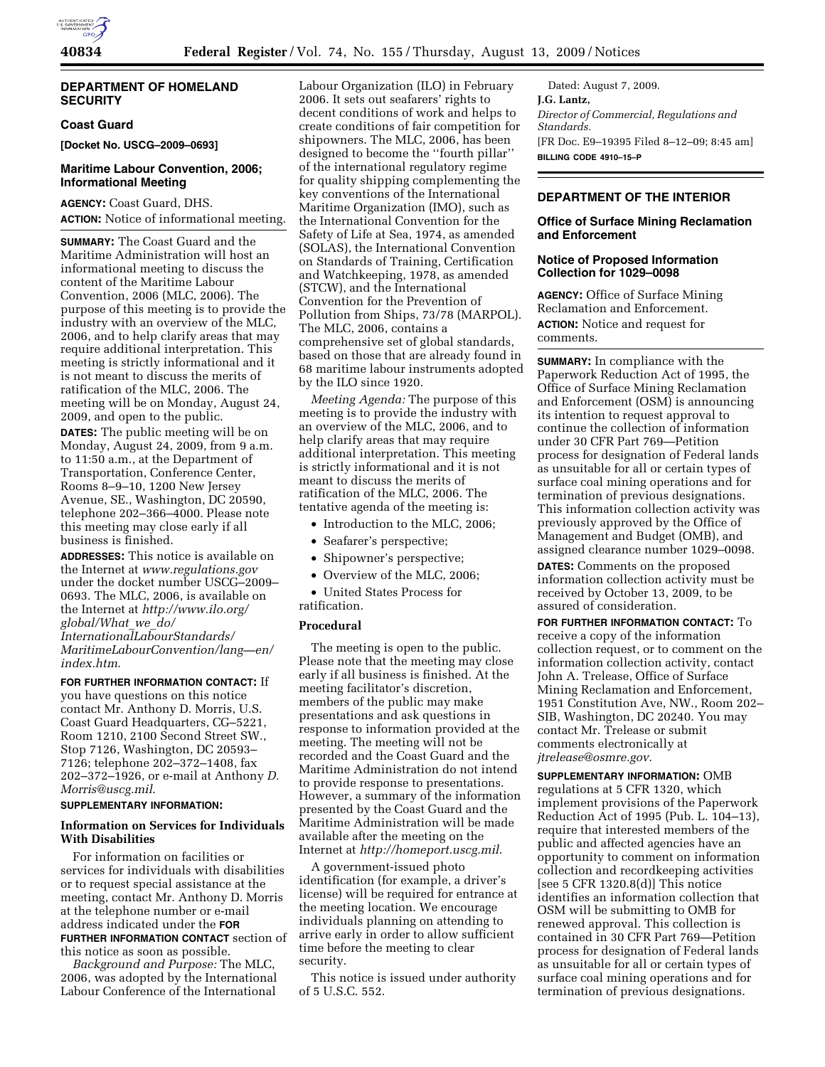## DEPARTMENT OF HOMELAND SECURITY

### Coast Guard

**[Docket No. USCG–2009–0693]**

### Maritime Labour Convention, 2006; Informational Meeting

**AGENCY:** Coast Guard, DHS.

**ACTION:** Notice of informational meeting.

**SUMMARY:** The Coast Guard and the Maritime Administration will host an informational meeting to discuss the content of the Maritime Labour Convention, 2006 (MLC, 2006). The purpose of this meeting is to provide the industry with an overview of the MLC, 2006, and to help clarify areas that may require additional interpretation. This meeting is strictly informational and it is not meant to discuss the merits of ratification of the MLC, 2006. The meeting will be on Monday, August 24, 2009, and open to the public.

**DATES:** The public meeting will be on Monday, August 24, 2009, from 9 a.m. to 11:50 a.m., at the Department of Transportation, Conference Center, Rooms 8–9–10, 1200 New Jersey Avenue, SE., Washington, DC 20590, telephone 202–366–4000. Please note this meeting may close early if all business is finished.

**ADDRESSES:** This notice is available on the Internet at *www.regulations.gov* under the docket number USCG–2009–0693. The MLC, 2006, is available on the Internet at *http://www.ilo.org/global/What_we_do/InternationalLabourStandards/MaritimeLabourConvention/lang—en/index.htm*.

**FOR FURTHER INFORMATION CONTACT:** If you have questions on this notice contact Mr. Anthony D. Morris, U.S. Coast Guard Headquarters, CG–5221, Room 1210, 2100 Second Street SW., Stop 7126, Washington, DC 20593–7126; telephone 202–372–1408, fax 202–372–1926, or e-mail at Anthony *D. Morris@uscg.mil*.

**SUPPLEMENTARY INFORMATION:**

#### Information on Services for Individuals With Disabilities

For information on facilities or services for individuals with disabilities or to request special assistance at the meeting, contact Mr. Anthony D. Morris at the telephone number or e-mail address indicated under the **FOR FURTHER INFORMATION CONTACT** section of this notice as soon as possible.

*Background and Purpose:* The MLC, 2006, was adopted by the International Labour Conference of the International Labour Organization (ILO) in February 2006. It sets out seafarers' rights to decent conditions of work and helps to create conditions of fair competition for shipowners. The MLC, 2006, has been designed to become the "fourth pillar" of the international regulatory regime for quality shipping complementing the key conventions of the International Maritime Organization (IMO), such as the International Convention for the Safety of Life at Sea, 1974, as amended (SOLAS), the International Convention on Standards of Training, Certification and Watchkeeping, 1978, as amended (STCW), and the International Convention for the Prevention of Pollution from Ships, 73/78 (MARPOL). The MLC, 2006, contains a comprehensive set of global standards, based on those that are already found in 68 maritime labour instruments adopted by the ILO since 1920.

*Meeting Agenda:* The purpose of this meeting is to provide the industry with an overview of the MLC, 2006, and to help clarify areas that may require additional interpretation. This meeting is strictly informational and it is not meant to discuss the merits of ratification of the MLC, 2006. The tentative agenda of the meeting is:

- Introduction to the MLC, 2006;
- Seafarer's perspective;
- Shipowner's perspective;
- Overview of the MLC, 2006;
- United States Process for ratification.

#### Procedural

The meeting is open to the public. Please note that the meeting may close early if all business is finished. At the meeting facilitator's discretion, members of the public may make presentations and ask questions in response to information provided at the meeting. The meeting will not be recorded and the Coast Guard and the Maritime Administration do not intend to provide response to presentations. However, a summary of the information presented by the Coast Guard and the Maritime Administration will be made available after the meeting on the Internet at *http://homeport.uscg.mil*.

A government-issued photo identification (for example, a driver's license) will be required for entrance at the meeting location. We encourage individuals planning on attending to arrive early in order to allow sufficient time before the meeting to clear security.

This notice is issued under authority of 5 U.S.C. 552.

Dated: August 7, 2009.

**J.G. Lantz,**

*Director of Commercial, Regulations and Standards.*

[FR Doc. E9–19395 Filed 8–12–09; 8:45 am]

**BILLING CODE 4910–15–P**

## DEPARTMENT OF THE INTERIOR

### Office of Surface Mining Reclamation and Enforcement

### Notice of Proposed Information Collection for 1029–0098

**AGENCY:** Office of Surface Mining Reclamation and Enforcement.

**ACTION:** Notice and request for comments.

**SUMMARY:** In compliance with the Paperwork Reduction Act of 1995, the Office of Surface Mining Reclamation and Enforcement (OSM) is announcing its intention to request approval to continue the collection of information under 30 CFR Part 769—Petition process for designation of Federal lands as unsuitable for all or certain types of surface coal mining operations and for termination of previous designations. This information collection activity was previously approved by the Office of Management and Budget (OMB), and assigned clearance number 1029–0098.

**DATES:** Comments on the proposed information collection activity must be received by October 13, 2009, to be assured of consideration.

**FOR FURTHER INFORMATION CONTACT:** To receive a copy of the information collection request, or to comment on the information collection activity, contact John A. Trelease, Office of Surface Mining Reclamation and Enforcement, 1951 Constitution Ave, NW., Room 202–SIB, Washington, DC 20240. You may contact Mr. Trelease or submit comments electronically at *jtrelease@osmre.gov*.

**SUPPLEMENTARY INFORMATION:** OMB regulations at 5 CFR 1320, which implement provisions of the Paperwork Reduction Act of 1995 (Pub. L. 104–13), require that interested members of the public and affected agencies have an opportunity to comment on information collection and recordkeeping activities [see 5 CFR 1320.8(d)] This notice identifies an information collection that OSM will be submitting to OMB for renewed approval. This collection is contained in 30 CFR Part 769—Petition process for designation of Federal lands as unsuitable for all or certain types of surface coal mining operations and for termination of previous designations.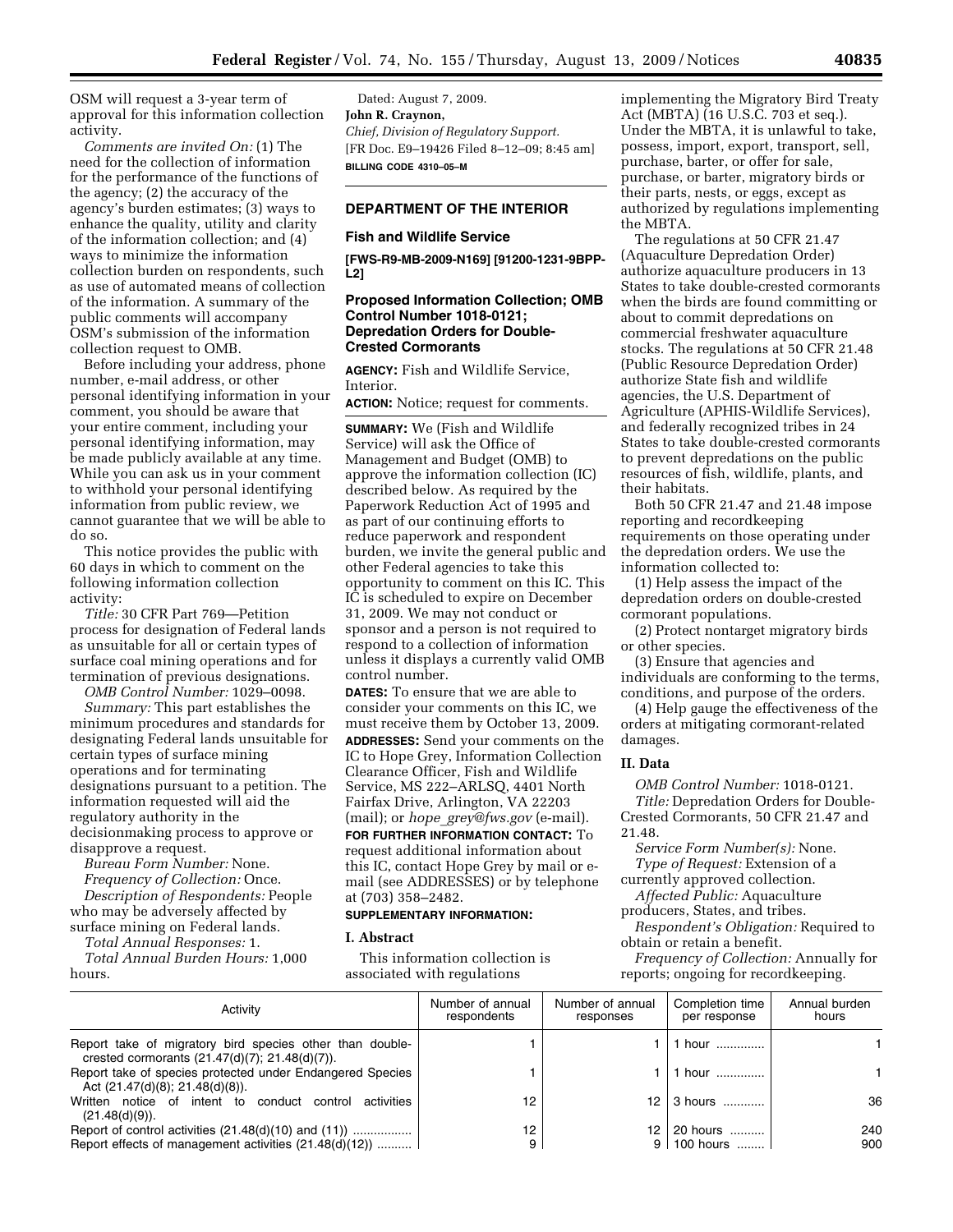OSM will request a 3-year term of approval for this information collection activity.

*Comments are invited On:* (1) The need for the collection of information for the performance of the functions of the agency; (2) the accuracy of the agency's burden estimates; (3) ways to enhance the quality, utility and clarity of the information collection; and (4) ways to minimize the information collection burden on respondents, such as use of automated means of collection of the information. A summary of the public comments will accompany OSM's submission of the information collection request to OMB.

Before including your address, phone number, e-mail address, or other personal identifying information in your comment, you should be aware that your entire comment, including your personal identifying information, may be made publicly available at any time. While you can ask us in your comment to withhold your personal identifying information from public review, we cannot guarantee that we will be able to do so.

This notice provides the public with 60 days in which to comment on the following information collection activity:

*Title:* 30 CFR Part 769—Petition process for designation of Federal lands as unsuitable for all or certain types of surface coal mining operations and for termination of previous designations.

*OMB Control Number:* 1029–0098.

*Summary:* This part establishes the minimum procedures and standards for designating Federal lands unsuitable for certain types of surface mining operations and for terminating designations pursuant to a petition. The information requested will aid the regulatory authority in the decisionmaking process to approve or disapprove a request.

*Bureau Form Number:* None.

*Frequency of Collection:* Once.

*Description of Respondents:* People who may be adversely affected by surface mining on Federal lands.

*Total Annual Responses:* 1.

*Total Annual Burden Hours:* 1,000 hours.

Dated: August 7, 2009.

**John R. Craynon,**

*Chief, Division of Regulatory Support.*

[FR Doc. E9–19426 Filed 8–12–09; 8:45 am]

**BILLING CODE 4310–05–M**

## DEPARTMENT OF THE INTERIOR

### Fish and Wildlife Service

**[FWS-R9-MB-2009-N169] [91200-1231-9BPP-L2]**

### Proposed Information Collection; OMB Control Number 1018-0121; Depredation Orders for Double-Crested Cormorants

**AGENCY:** Fish and Wildlife Service, Interior.

**ACTION:** Notice; request for comments.

**SUMMARY:** We (Fish and Wildlife Service) will ask the Office of Management and Budget (OMB) to approve the information collection (IC) described below. As required by the Paperwork Reduction Act of 1995 and as part of our continuing efforts to reduce paperwork and respondent burden, we invite the general public and other Federal agencies to take this opportunity to comment on this IC. This IC is scheduled to expire on December 31, 2009. We may not conduct or sponsor and a person is not required to respond to a collection of information unless it displays a currently valid OMB control number.

**DATES:** To ensure that we are able to consider your comments on this IC, we must receive them by October 13, 2009.

**ADDRESSES:** Send your comments on the IC to Hope Grey, Information Collection Clearance Officer, Fish and Wildlife Service, MS 222–ARLSQ, 4401 North Fairfax Drive, Arlington, VA 22203 (mail); or *hope_grey@fws.gov* (e-mail).

**FOR FURTHER INFORMATION CONTACT:** To request additional information about this IC, contact Hope Grey by mail or e-mail (see ADDRESSES) or by telephone at (703) 358–2482.

**SUPPLEMENTARY INFORMATION:**

#### I. Abstract

This information collection is associated with regulations implementing the Migratory Bird Treaty Act (MBTA) (16 U.S.C. 703 et seq.). Under the MBTA, it is unlawful to take, possess, import, export, transport, sell, purchase, barter, or offer for sale, purchase, or barter, migratory birds or their parts, nests, or eggs, except as authorized by regulations implementing the MBTA.

The regulations at 50 CFR 21.47 (Aquaculture Depredation Order) authorize aquaculture producers in 13 States to take double-crested cormorants when the birds are found committing or about to commit depredations on commercial freshwater aquaculture stocks. The regulations at 50 CFR 21.48 (Public Resource Depredation Order) authorize State fish and wildlife agencies, the U.S. Department of Agriculture (APHIS-Wildlife Services), and federally recognized tribes in 24 States to take double-crested cormorants to prevent depredations on the public resources of fish, wildlife, plants, and their habitats.

Both 50 CFR 21.47 and 21.48 impose reporting and recordkeeping requirements on those operating under the depredation orders. We use the information collected to:

(1) Help assess the impact of the depredation orders on double-crested cormorant populations.

(2) Protect nontarget migratory birds or other species.

(3) Ensure that agencies and individuals are conforming to the terms, conditions, and purpose of the orders.

(4) Help gauge the effectiveness of the orders at mitigating cormorant-related damages.

#### II. Data

*OMB Control Number:* 1018-0121.

*Title:* Depredation Orders for Double-Crested Cormorants, 50 CFR 21.47 and 21.48.

*Service Form Number(s):* None.

*Type of Request:* Extension of a currently approved collection.

*Affected Public:* Aquaculture producers, States, and tribes.

*Respondent's Obligation:* Required to obtain or retain a benefit.

*Frequency of Collection:* Annually for reports; ongoing for recordkeeping.

| Activity | Number of annual respondents | Number of annual responses | Completion time per response | Annual burden hours |
|---|---|---|---|---|
| Report take of migratory bird species other than double-crested cormorants (21.47(d)(7); 21.48(d)(7)). | 1 | 1 | 1 hour | 1 |
| Report take of species protected under Endangered Species Act (21.47(d)(8); 21.48(d)(8)). | 1 | 1 | 1 hour | 1 |
| Written notice of intent to conduct control activities (21.48(d)(9)). | 12 | 12 | 3 hours | 36 |
| Report of control activities (21.48(d)(10) and (11)) | 12 | 12 | 20 hours | 240 |
| Report effects of management activities (21.48(d)(12)) | 9 | 9 | 100 hours | 900 |